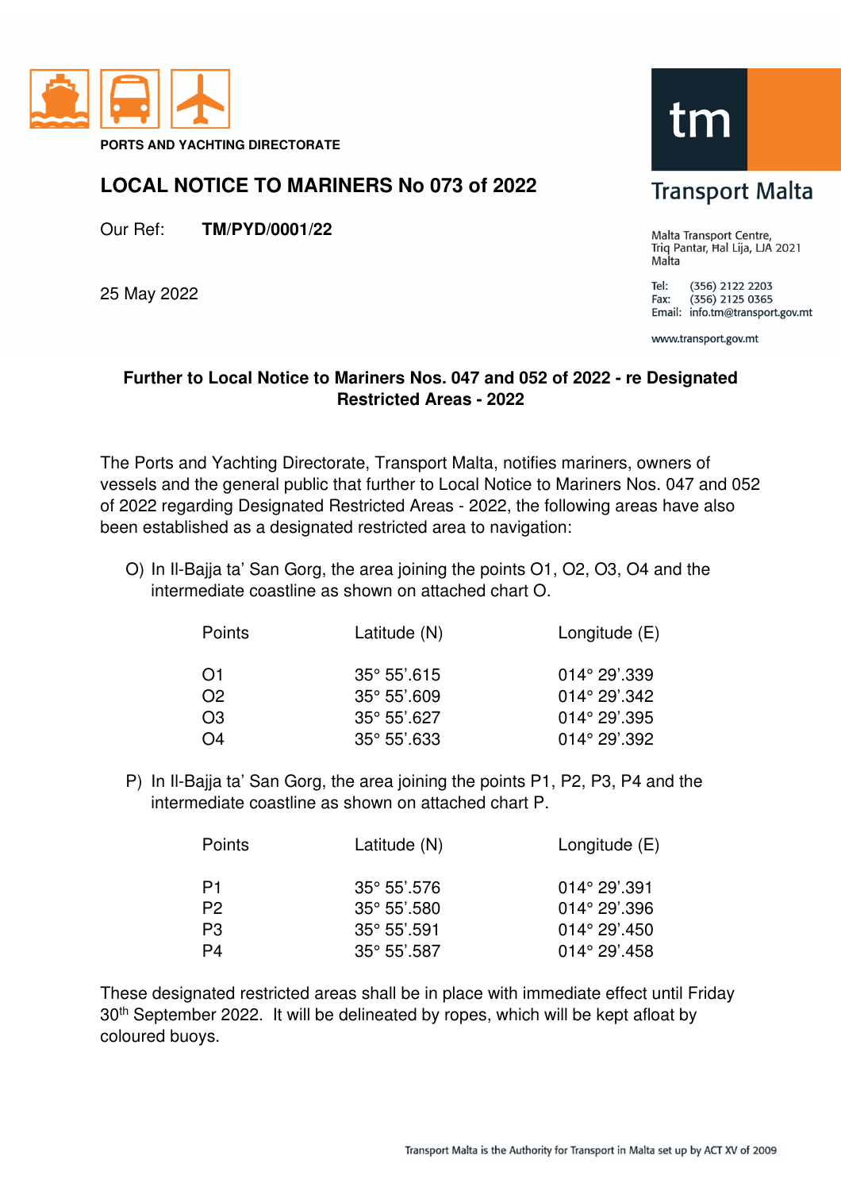PORTS AND YACHTING DIRECTORATE

# LOCAL NOTICE TO MARINERS No 073 of 2022

Our Ref: **TM/PYD/0001/22**

25 May 2022

Transport Malta

Malta Transport Centre,
Triq Pantar, Ħal Lija, LJA 2021
Malta

Tel: (356) 2122 2203
Fax: (356) 2125 0365
Email: info.tm@transport.gov.mt

www.transport.gov.mt

**Further to Local Notice to Mariners Nos. 047 and 052 of 2022 - re Designated Restricted Areas - 2022**

The Ports and Yachting Directorate, Transport Malta, notifies mariners, owners of vessels and the general public that further to Local Notice to Mariners Nos. 047 and 052 of 2022 regarding Designated Restricted Areas - 2022, the following areas have also been established as a designated restricted area to navigation:

O) In Il-Bajja ta' San Gorg, the area joining the points O1, O2, O3, O4 and the intermediate coastline as shown on attached chart O.

| Points | Latitude (N) | Longitude (E) |
|---|---|---|
| O1 | 35° 55'.615 | 014° 29'.339 |
| O2 | 35° 55'.609 | 014° 29'.342 |
| O3 | 35° 55'.627 | 014° 29'.395 |
| O4 | 35° 55'.633 | 014° 29'.392 |

P) In Il-Bajja ta' San Gorg, the area joining the points P1, P2, P3, P4 and the intermediate coastline as shown on attached chart P.

| Points | Latitude (N) | Longitude (E) |
|---|---|---|
| P1 | 35° 55'.576 | 014° 29'.391 |
| P2 | 35° 55'.580 | 014° 29'.396 |
| P3 | 35° 55'.591 | 014° 29'.450 |
| P4 | 35° 55'.587 | 014° 29'.458 |

These designated restricted areas shall be in place with immediate effect until Friday 30th September 2022. It will be delineated by ropes, which will be kept afloat by coloured buoys.

Transport Malta is the Authority for Transport in Malta set up by ACT XV of 2009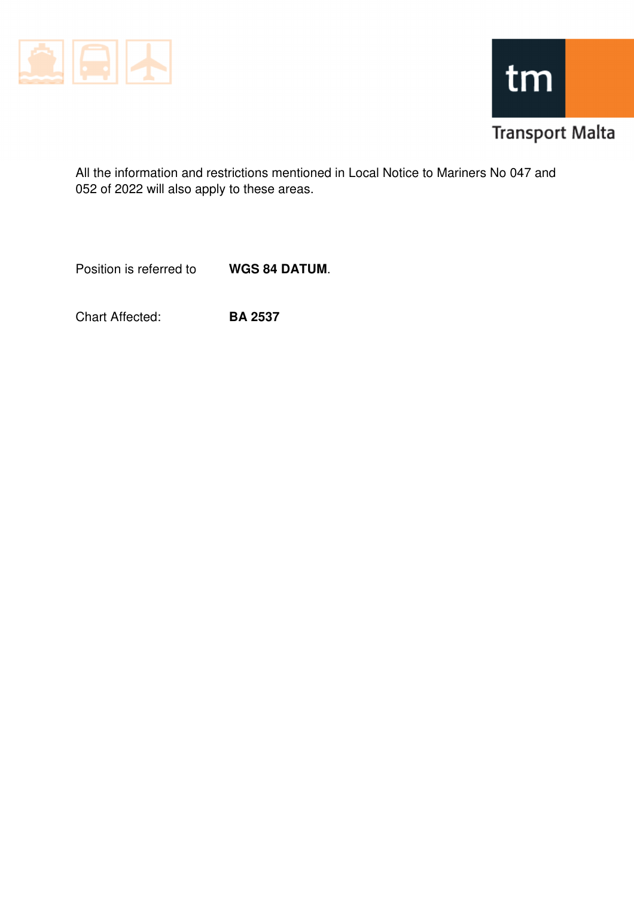All the information and restrictions mentioned in Local Notice to Mariners No 047 and 052 of 2022 will also apply to these areas.

Position is referred to **WGS 84 DATUM**.

Chart Affected: **BA 2537**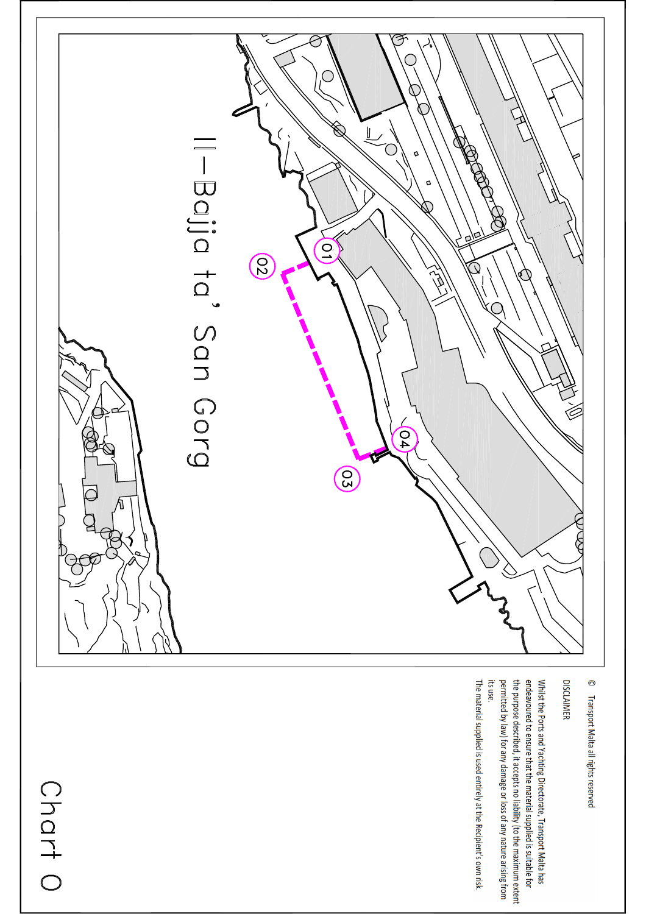Il-Bajja ta' San Ġorġ

01

02

03

04

© Transport Malta all rights reserved

DISCLAIMER

Whilst the Ports and Yachting Directorate, Transport Malta has endeavoured to ensure that the material supplied is suitable for the purpose described, it accepts no liability (to the maximum extent permitted by law) for any damage or loss of any nature arising from its use.

The material supplied is used entirely at the Recipient's own risk.

Chart 0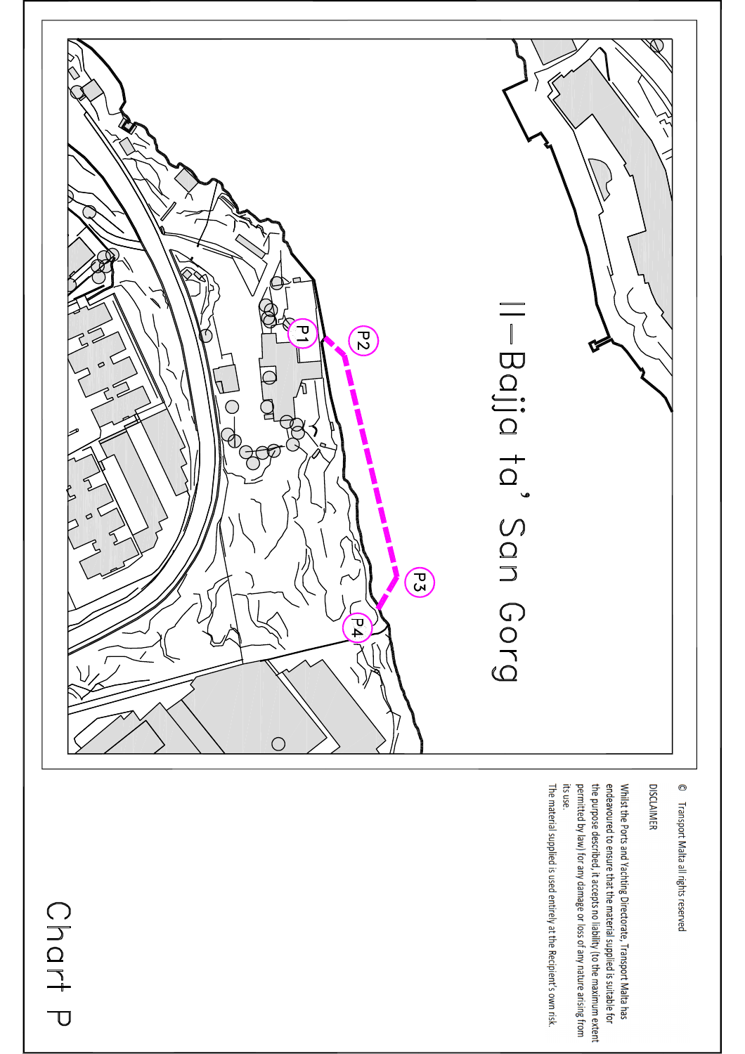Il–Bajja ta' San Ġorġ

P1

P2

P3

P4

© Transport Malta all rights reserved

DISCLAIMER

Whilst the Ports and Yachting Directorate, Transport Malta has endeavoured to ensure that the material supplied is suitable for the purpose described, it accepts no liability (to the maximum extent permitted by law) for any damage or loss of any nature arising from its use.

The material supplied is used entirely at the Recipient's own risk.

Chart P